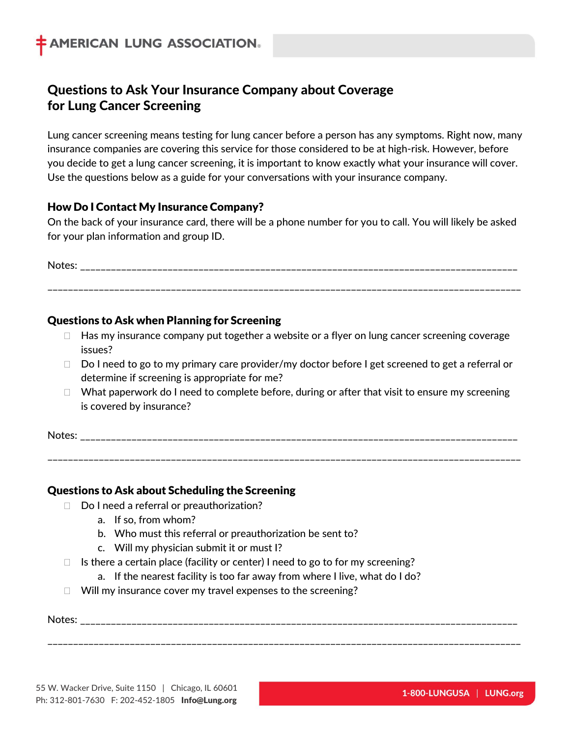# Questions to Ask Your Insurance Company about Coverage for Lung Cancer Screening

Lung cancer screening means testing for lung cancer before a person has any symptoms. Right now, many insurance companies are covering this service for those considered to be at high-risk. However, before you decide to get a lung cancer screening, it is important to know exactly what your insurance will cover. Use the questions below as a guide for your conversations with your insurance company.

## How Do I Contact My Insurance Company?

On the back of your insurance card, there will be a phone number for you to call. You will likely be asked for your plan information and group ID.

Notes: ______________________________________________________________________________________

_____________________________________________________________________________________________

## Questions to Ask when Planning for Screening

- ☐ Has my insurance company put together a website or a flyer on lung cancer screening coverage issues?
- ☐ Do I need to go to my primary care provider/my doctor before I get screened to get a referral or determine if screening is appropriate for me?
- ☐ What paperwork do I need to complete before, during or after that visit to ensure my screening is covered by insurance?

Notes: ______________________________________________________________________________________

_____________________________________________________________________________________________

## Questions to Ask about Scheduling the Screening

- ☐ Do I need a referral or preauthorization?
  a. If so, from whom?
  b. Who must this referral or preauthorization be sent to?
  c. Will my physician submit it or must I?
- ☐ Is there a certain place (facility or center) I need to go to for my screening?
  a. If the nearest facility is too far away from where I live, what do I do?
- ☐ Will my insurance cover my travel expenses to the screening?

Notes: ______________________________________________________________________________________

_____________________________________________________________________________________________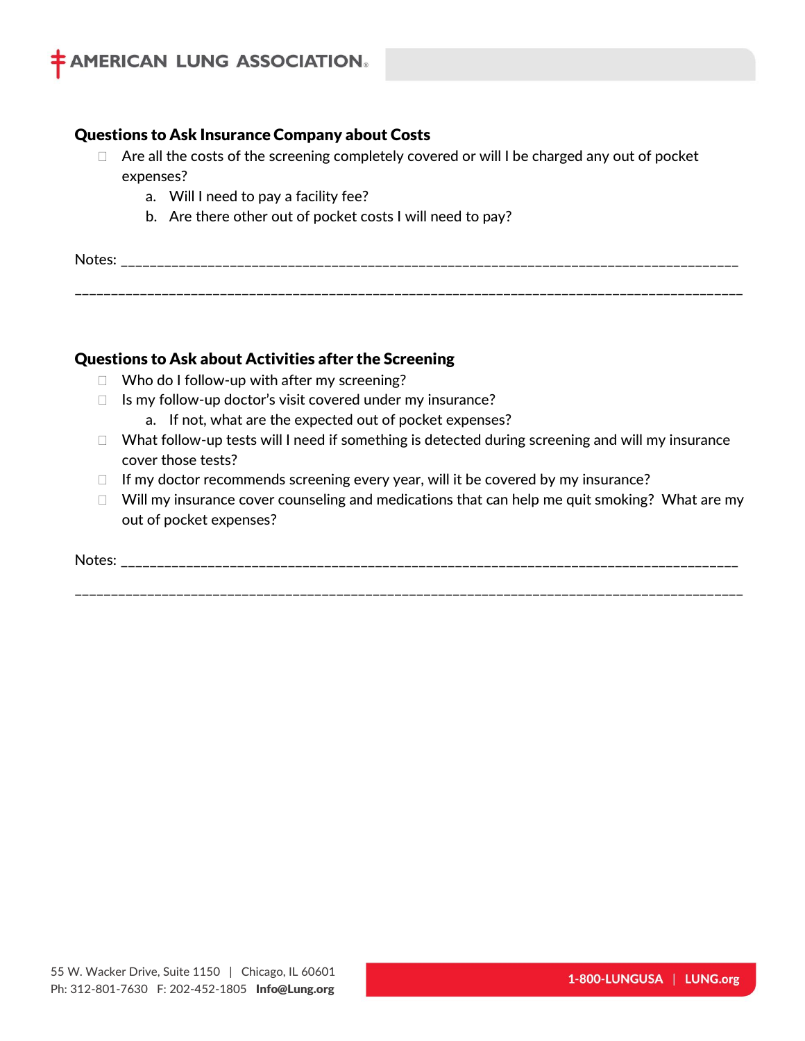## Questions to Ask Insurance Company about Costs

- Are all the costs of the screening completely covered or will I be charged any out of pocket expenses?
    a. Will I need to pay a facility fee?
    b. Are there other out of pocket costs I will need to pay?

Notes: ____________________________________________________________________________

______________________________________________________________________________________

## Questions to Ask about Activities after the Screening

- Who do I follow-up with after my screening?
- Is my follow-up doctor's visit covered under my insurance?
    a. If not, what are the expected out of pocket expenses?
- What follow-up tests will I need if something is detected during screening and will my insurance cover those tests?
- If my doctor recommends screening every year, will it be covered by my insurance?
- Will my insurance cover counseling and medications that can help me quit smoking? What are my out of pocket expenses?

Notes: ____________________________________________________________________________

______________________________________________________________________________________

55 W. Wacker Drive, Suite 1150 | Chicago, IL 60601
Ph: 312-801-7630 F: 202-452-1805 **Info@Lung.org**

**1-800-LUNGUSA | LUNG.org**